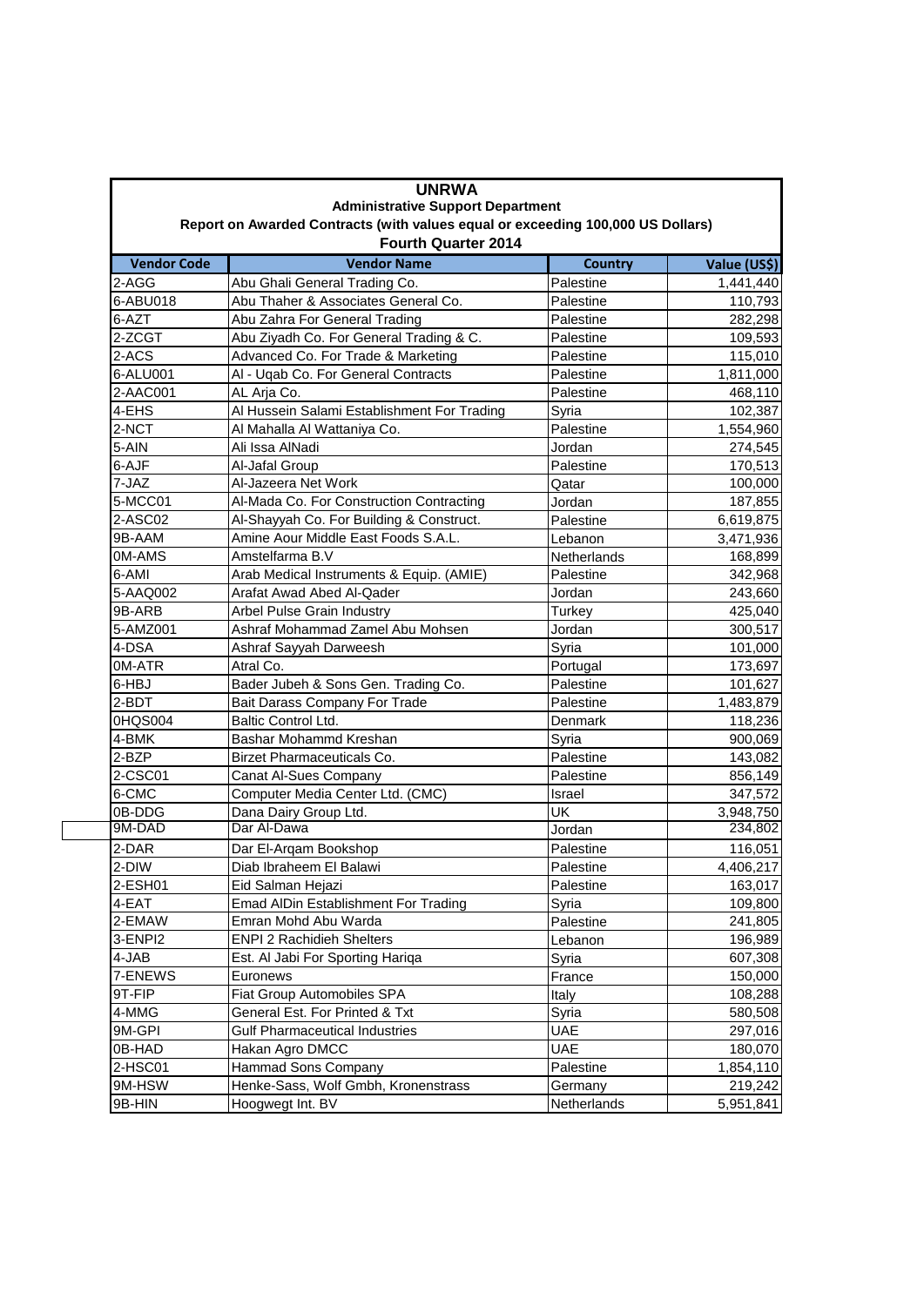# UNRWA

## Administrative Support Department

### Report on Awarded Contracts (with values equal or exceeding 100,000 US Dollars)

### Fourth Quarter 2014

| Vendor Code | Vendor Name | Country | Value (US$) |
|---|---|---|---|
| 2-AGG | Abu Ghali General Trading Co. | Palestine | 1,441,440 |
| 6-ABU018 | Abu Thaher & Associates General Co. | Palestine | 110,793 |
| 6-AZT | Abu Zahra For General Trading | Palestine | 282,298 |
| 2-ZCGT | Abu Ziyadh Co. For General Trading & C. | Palestine | 109,593 |
| 2-ACS | Advanced Co. For Trade & Marketing | Palestine | 115,010 |
| 6-ALU001 | Al - Uqab Co. For General Contracts | Palestine | 1,811,000 |
| 2-AAC001 | AL Arja Co. | Palestine | 468,110 |
| 4-EHS | Al Hussein Salami Establishment For Trading | Syria | 102,387 |
| 2-NCT | Al Mahalla Al Wattaniya Co. | Palestine | 1,554,960 |
| 5-AIN | Ali Issa AlNadi | Jordan | 274,545 |
| 6-AJF | Al-Jafal Group | Palestine | 170,513 |
| 7-JAZ | Al-Jazeera Net Work | Qatar | 100,000 |
| 5-MCC01 | Al-Mada Co. For Construction Contracting | Jordan | 187,855 |
| 2-ASC02 | Al-Shayyah Co. For Building & Construct. | Palestine | 6,619,875 |
| 9B-AAM | Amine Aour Middle East Foods S.A.L. | Lebanon | 3,471,936 |
| 0M-AMS | Amstelfarma B.V | Netherlands | 168,899 |
| 6-AMI | Arab Medical Instruments & Equip. (AMIE) | Palestine | 342,968 |
| 5-AAQ002 | Arafat Awad Abed Al-Qader | Jordan | 243,660 |
| 9B-ARB | Arbel Pulse Grain Industry | Turkey | 425,040 |
| 5-AMZ001 | Ashraf Mohammad Zamel Abu Mohsen | Jordan | 300,517 |
| 4-DSA | Ashraf Sayyah Darweesh | Syria | 101,000 |
| 0M-ATR | Atral Co. | Portugal | 173,697 |
| 6-HBJ | Bader Jubeh & Sons Gen. Trading Co. | Palestine | 101,627 |
| 2-BDT | Bait Darass Company For Trade | Palestine | 1,483,879 |
| 0HQS004 | Baltic Control Ltd. | Denmark | 118,236 |
| 4-BMK | Bashar Mohammd Kreshan | Syria | 900,069 |
| 2-BZP | Birzet Pharmaceuticals Co. | Palestine | 143,082 |
| 2-CSC01 | Canat Al-Sues Company | Palestine | 856,149 |
| 6-CMC | Computer Media Center Ltd. (CMC) | Israel | 347,572 |
| 0B-DDG | Dana Dairy Group Ltd. | UK | 3,948,750 |
| 9M-DAD | Dar Al-Dawa | Jordan | 234,802 |
| 2-DAR | Dar El-Arqam Bookshop | Palestine | 116,051 |
| 2-DIW | Diab Ibraheem El Balawi | Palestine | 4,406,217 |
| 2-ESH01 | Eid Salman Hejazi | Palestine | 163,017 |
| 4-EAT | Emad AlDin Establishment For Trading | Syria | 109,800 |
| 2-EMAW | Emran Mohd Abu Warda | Palestine | 241,805 |
| 3-ENPI2 | ENPI 2 Rachidieh Shelters | Lebanon | 196,989 |
| 4-JAB | Est. Al Jabi For Sporting Hariqa | Syria | 607,308 |
| 7-ENEWS | Euronews | France | 150,000 |
| 9T-FIP | Fiat Group Automobiles SPA | Italy | 108,288 |
| 4-MMG | General Est. For Printed & Txt | Syria | 580,508 |
| 9M-GPI | Gulf Pharmaceutical Industries | UAE | 297,016 |
| 0B-HAD | Hakan Agro DMCC | UAE | 180,070 |
| 2-HSC01 | Hammad Sons Company | Palestine | 1,854,110 |
| 9M-HSW | Henke-Sass, Wolf Gmbh, Kronenstrass | Germany | 219,242 |
| 9B-HIN | Hoogwegt Int. BV | Netherlands | 5,951,841 |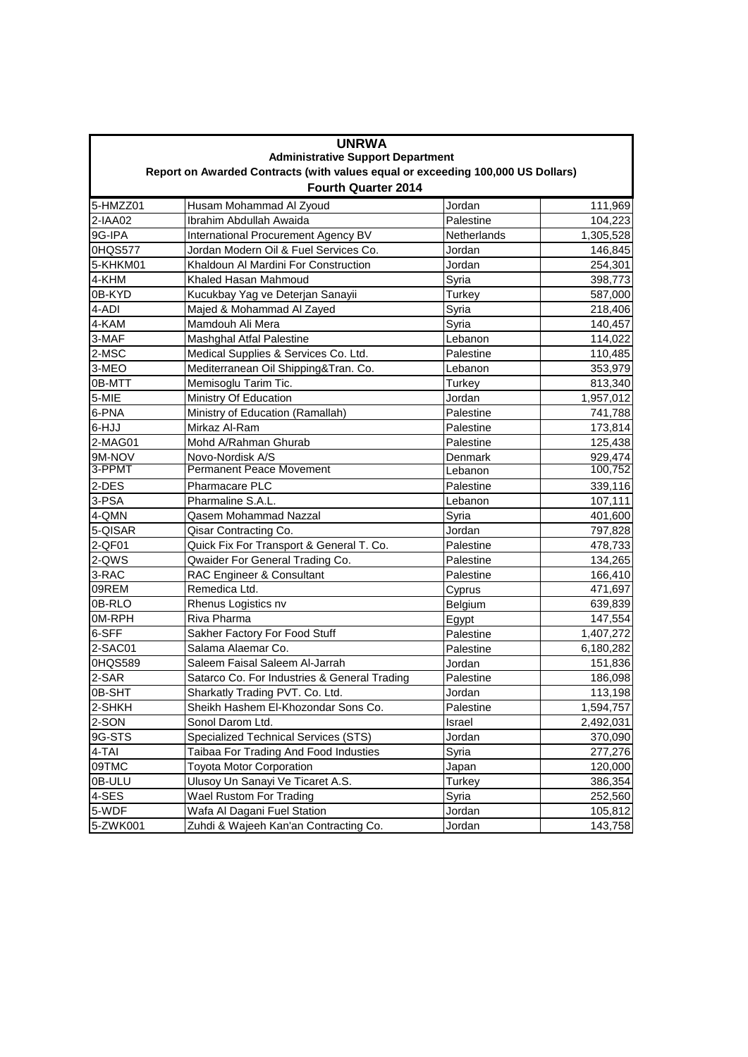**UNRWA**

**Administrative Support Department**

**Report on Awarded Contracts (with values equal or exceeding 100,000 US Dollars)**

**Fourth Quarter 2014**

| | | | |
|---|---|---|---|
| 5-HMZZ01 | Husam Mohammad Al Zyoud | Jordan | 111,969 |
| 2-IAA02 | Ibrahim Abdullah Awaida | Palestine | 104,223 |
| 9G-IPA | International Procurement Agency BV | Netherlands | 1,305,528 |
| 0HQS577 | Jordan Modern Oil & Fuel Services Co. | Jordan | 146,845 |
| 5-KHKM01 | Khaldoun Al Mardini For Construction | Jordan | 254,301 |
| 4-KHM | Khaled Hasan Mahmoud | Syria | 398,773 |
| 0B-KYD | Kucukbay Yag ve Deterjan Sanayii | Turkey | 587,000 |
| 4-ADI | Majed & Mohammad Al Zayed | Syria | 218,406 |
| 4-KAM | Mamdouh Ali Mera | Syria | 140,457 |
| 3-MAF | Mashghal Atfal Palestine | Lebanon | 114,022 |
| 2-MSC | Medical Supplies & Services Co. Ltd. | Palestine | 110,485 |
| 3-MEO | Mediterranean Oil Shipping&Tran. Co. | Lebanon | 353,979 |
| 0B-MTT | Memisoglu Tarim Tic. | Turkey | 813,340 |
| 5-MIE | Ministry Of Education | Jordan | 1,957,012 |
| 6-PNA | Ministry of Education (Ramallah) | Palestine | 741,788 |
| 6-HJJ | Mirkaz Al-Ram | Palestine | 173,814 |
| 2-MAG01 | Mohd A/Rahman Ghurab | Palestine | 125,438 |
| 9M-NOV | Novo-Nordisk A/S | Denmark | 929,474 |
| 3-PPMT | Permanent Peace Movement | Lebanon | 100,752 |
| 2-DES | Pharmacare PLC | Palestine | 339,116 |
| 3-PSA | Pharmaline S.A.L. | Lebanon | 107,111 |
| 4-QMN | Qasem Mohammad Nazzal | Syria | 401,600 |
| 5-QISAR | Qisar Contracting Co. | Jordan | 797,828 |
| 2-QF01 | Quick Fix For Transport & General T. Co. | Palestine | 478,733 |
| 2-QWS | Qwaider For General Trading Co. | Palestine | 134,265 |
| 3-RAC | RAC Engineer & Consultant | Palestine | 166,410 |
| 09REM | Remedica Ltd. | Cyprus | 471,697 |
| 0B-RLO | Rhenus Logistics nv | Belgium | 639,839 |
| 0M-RPH | Riva Pharma | Egypt | 147,554 |
| 6-SFF | Sakher Factory For Food Stuff | Palestine | 1,407,272 |
| 2-SAC01 | Salama Alaemar Co. | Palestine | 6,180,282 |
| 0HQS589 | Saleem Faisal Saleem Al-Jarrah | Jordan | 151,836 |
| 2-SAR | Satarco Co. For Industries & General Trading | Palestine | 186,098 |
| 0B-SHT | Sharkatly Trading PVT. Co. Ltd. | Jordan | 113,198 |
| 2-SHKH | Sheikh Hashem El-Khozondar Sons Co. | Palestine | 1,594,757 |
| 2-SON | Sonol Darom Ltd. | Israel | 2,492,031 |
| 9G-STS | Specialized Technical Services (STS) | Jordan | 370,090 |
| 4-TAI | Taibaa For Trading And Food Industies | Syria | 277,276 |
| 09TMC | Toyota Motor Corporation | Japan | 120,000 |
| 0B-ULU | Ulusoy Un Sanayi Ve Ticaret A.S. | Turkey | 386,354 |
| 4-SES | Wael Rustom For Trading | Syria | 252,560 |
| 5-WDF | Wafa Al Dagani Fuel Station | Jordan | 105,812 |
| 5-ZWK001 | Zuhdi & Wajeeh Kan'an Contracting Co. | Jordan | 143,758 |